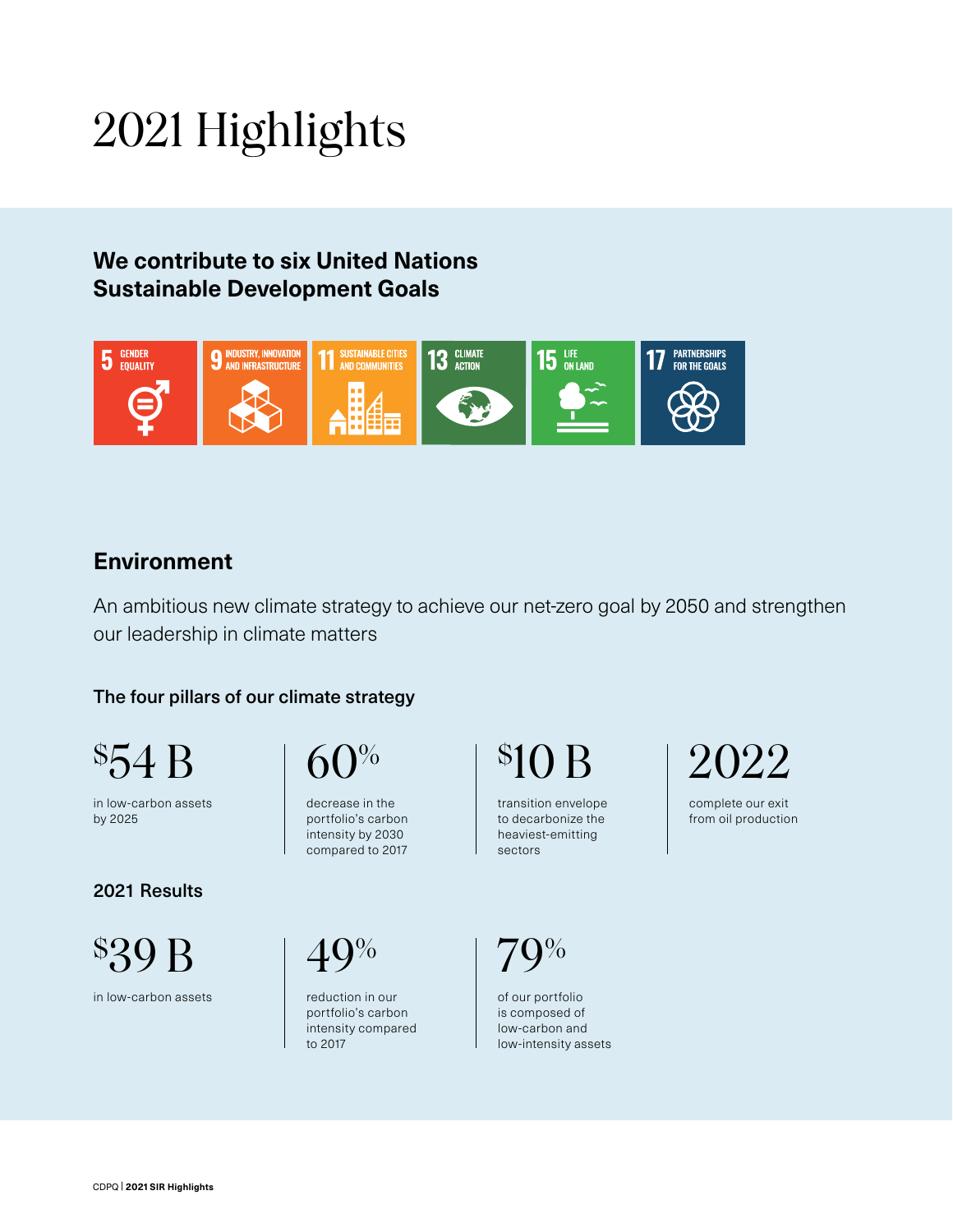# 2021 Highlights

## We contribute to six United Nations Sustainable Development Goals

5 GENDER EQUALITY

9 INDUSTRY, INNOVATION AND INFRASTRUCTURE

11 SUSTAINABLE CITIES AND COMMUNITIES

13 CLIMATE ACTION

15 LIFE ON LAND

17 PARTNERSHIPS FOR THE GOALS

## Environment

An ambitious new climate strategy to achieve our net-zero goal by 2050 and strengthen our leadership in climate matters

### The four pillars of our climate strategy

**$54 B**
in low-carbon assets by 2025

**60%**
decrease in the portfolio's carbon intensity by 2030 compared to 2017

**$10 B**
transition envelope to decarbonize the heaviest-emitting sectors

**2022**
complete our exit from oil production

### 2021 Results

**$39 B**
in low-carbon assets

**49%**
reduction in our portfolio's carbon intensity compared to 2017

**79%**
of our portfolio is composed of low-carbon and low-intensity assets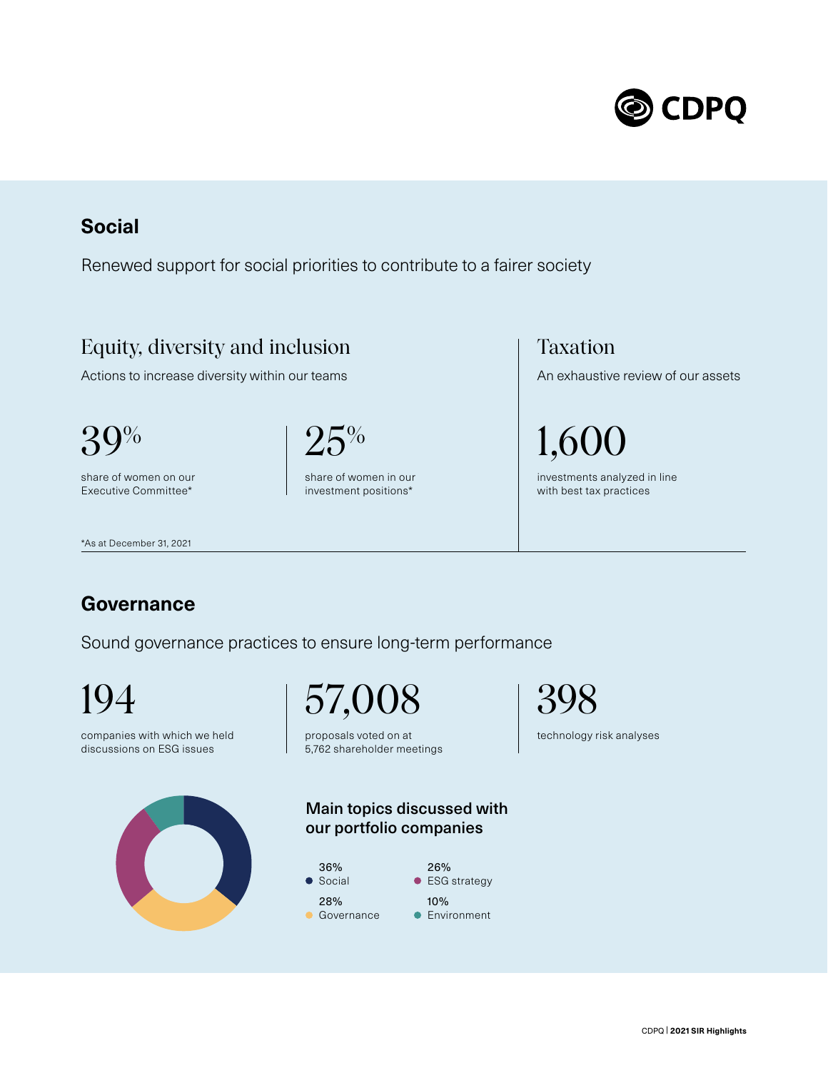## Social

Renewed support for social priorities to contribute to a fairer society

### Equity, diversity and inclusion

Actions to increase diversity within our teams

**39%**

share of women on our Executive Committee*

**25%**

share of women in our investment positions*

*As at December 31, 2021

### Taxation

An exhaustive review of our assets

**1,600**

investments analyzed in line with best tax practices

## Governance

Sound governance practices to ensure long-term performance

**194**

companies with which we held discussions on ESG issues

**57,008**

proposals voted on at 5,762 shareholder meetings

**398**

technology risk analyses

### Main topics discussed with our portfolio companies

36%
Social

26%
ESG strategy

28%
Governance

10%
Environment